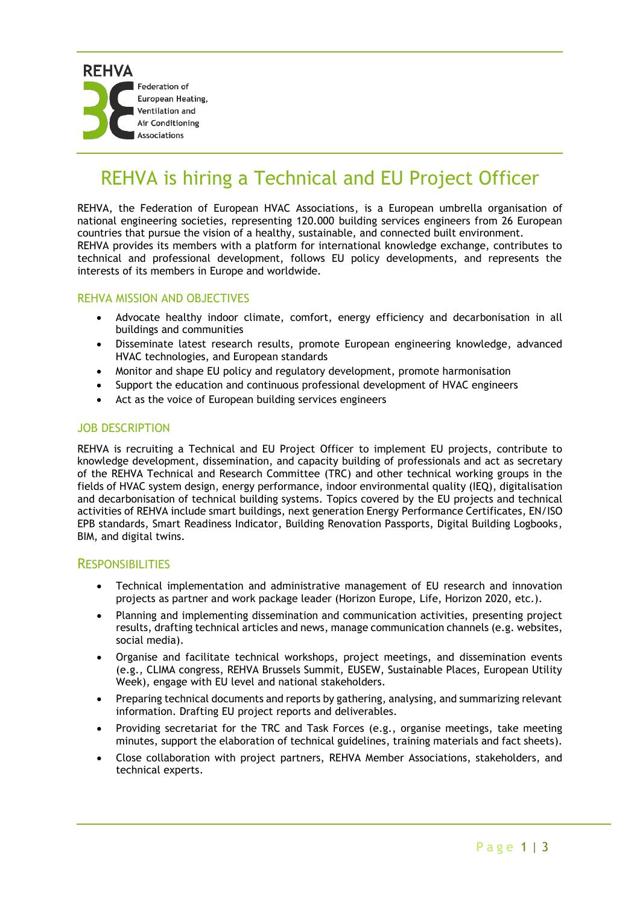REHVA

Federation of European Heating, Ventilation and Air Conditioning Associations

# REHVA is hiring a Technical and EU Project Officer

REHVA, the Federation of European HVAC Associations, is a European umbrella organisation of national engineering societies, representing 120.000 building services engineers from 26 European countries that pursue the vision of a healthy, sustainable, and connected built environment.
REHVA provides its members with a platform for international knowledge exchange, contributes to technical and professional development, follows EU policy developments, and represents the interests of its members in Europe and worldwide.

## REHVA MISSION AND OBJECTIVES

- Advocate healthy indoor climate, comfort, energy efficiency and decarbonisation in all buildings and communities
- Disseminate latest research results, promote European engineering knowledge, advanced HVAC technologies, and European standards
- Monitor and shape EU policy and regulatory development, promote harmonisation
- Support the education and continuous professional development of HVAC engineers
- Act as the voice of European building services engineers

## JOB DESCRIPTION

REHVA is recruiting a Technical and EU Project Officer to implement EU projects, contribute to knowledge development, dissemination, and capacity building of professionals and act as secretary of the REHVA Technical and Research Committee (TRC) and other technical working groups in the fields of HVAC system design, energy performance, indoor environmental quality (IEQ), digitalisation and decarbonisation of technical building systems. Topics covered by the EU projects and technical activities of REHVA include smart buildings, next generation Energy Performance Certificates, EN/ISO EPB standards, Smart Readiness Indicator, Building Renovation Passports, Digital Building Logbooks, BIM, and digital twins.

## RESPONSIBILITIES

- Technical implementation and administrative management of EU research and innovation projects as partner and work package leader (Horizon Europe, Life, Horizon 2020, etc.).
- Planning and implementing dissemination and communication activities, presenting project results, drafting technical articles and news, manage communication channels (e.g. websites, social media).
- Organise and facilitate technical workshops, project meetings, and dissemination events (e.g., CLIMA congress, REHVA Brussels Summit, EUSEW, Sustainable Places, European Utility Week), engage with EU level and national stakeholders.
- Preparing technical documents and reports by gathering, analysing, and summarizing relevant information. Drafting EU project reports and deliverables.
- Providing secretariat for the TRC and Task Forces (e.g., organise meetings, take meeting minutes, support the elaboration of technical guidelines, training materials and fact sheets).
- Close collaboration with project partners, REHVA Member Associations, stakeholders, and technical experts.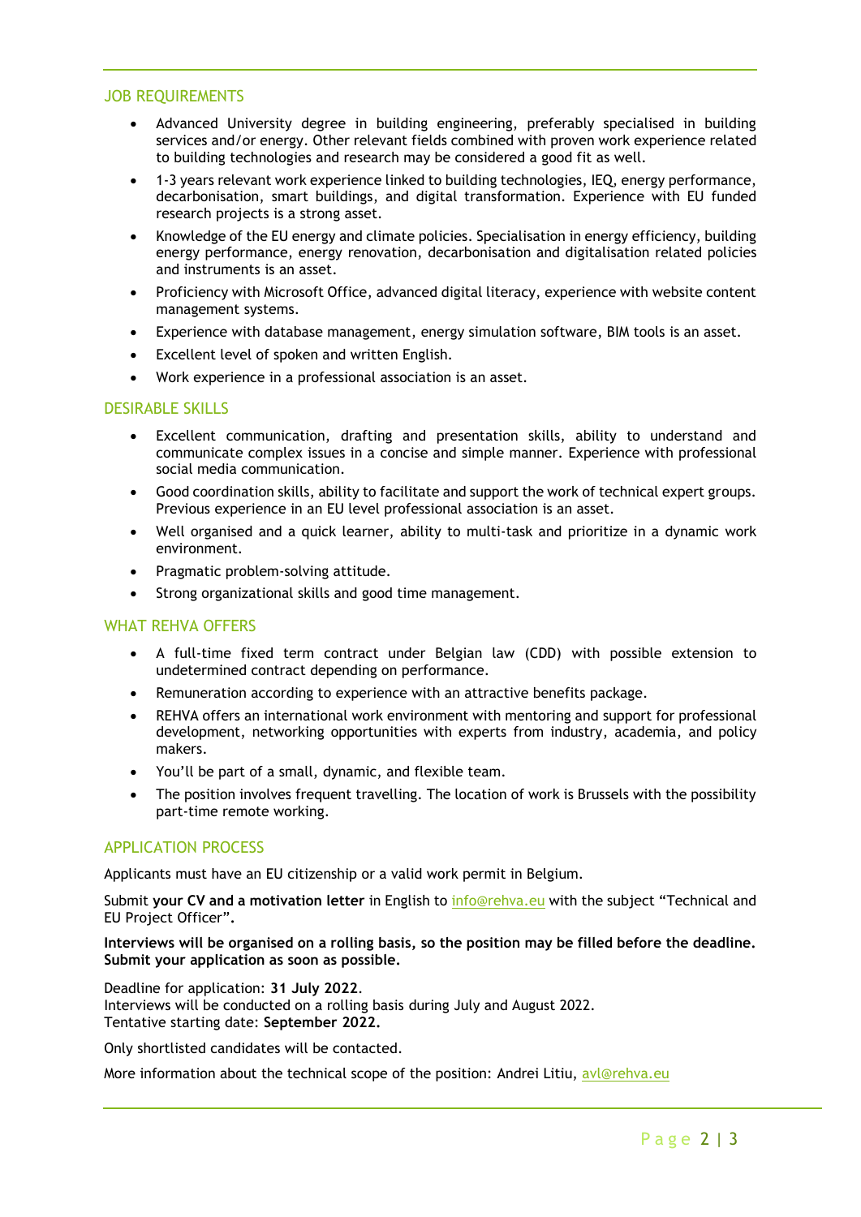## JOB REQUIREMENTS

- Advanced University degree in building engineering, preferably specialised in building services and/or energy. Other relevant fields combined with proven work experience related to building technologies and research may be considered a good fit as well.
- 1-3 years relevant work experience linked to building technologies, IEQ, energy performance, decarbonisation, smart buildings, and digital transformation. Experience with EU funded research projects is a strong asset.
- Knowledge of the EU energy and climate policies. Specialisation in energy efficiency, building energy performance, energy renovation, decarbonisation and digitalisation related policies and instruments is an asset.
- Proficiency with Microsoft Office, advanced digital literacy, experience with website content management systems.
- Experience with database management, energy simulation software, BIM tools is an asset.
- Excellent level of spoken and written English.
- Work experience in a professional association is an asset.

## DESIRABLE SKILLS

- Excellent communication, drafting and presentation skills, ability to understand and communicate complex issues in a concise and simple manner. Experience with professional social media communication.
- Good coordination skills, ability to facilitate and support the work of technical expert groups. Previous experience in an EU level professional association is an asset.
- Well organised and a quick learner, ability to multi-task and prioritize in a dynamic work environment.
- Pragmatic problem-solving attitude.
- Strong organizational skills and good time management.

## WHAT REHVA OFFERS

- A full-time fixed term contract under Belgian law (CDD) with possible extension to undetermined contract depending on performance.
- Remuneration according to experience with an attractive benefits package.
- REHVA offers an international work environment with mentoring and support for professional development, networking opportunities with experts from industry, academia, and policy makers.
- You'll be part of a small, dynamic, and flexible team.
- The position involves frequent travelling. The location of work is Brussels with the possibility part-time remote working.

## APPLICATION PROCESS

Applicants must have an EU citizenship or a valid work permit in Belgium.

Submit **your CV and a motivation letter** in English to info@rehva.eu with the subject "Technical and EU Project Officer"**.**

**Interviews will be organised on a rolling basis, so the position may be filled before the deadline. Submit your application as soon as possible.**

Deadline for application: **31 July 2022**.
Interviews will be conducted on a rolling basis during July and August 2022.
Tentative starting date: **September 2022.**

Only shortlisted candidates will be contacted.

More information about the technical scope of the position: Andrei Litiu, avl@rehva.eu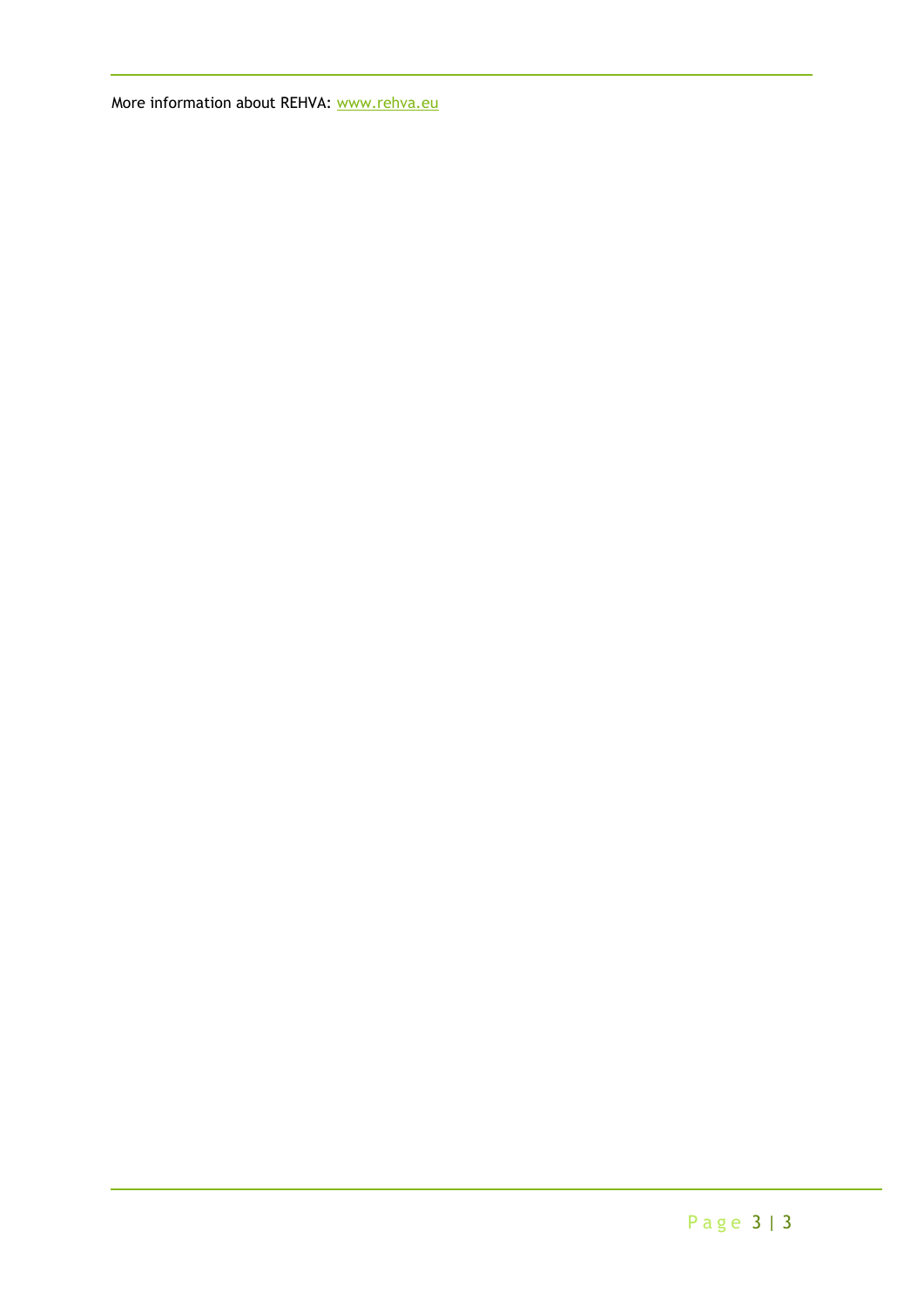More information about REHVA: [www.rehva.eu](www.rehva.eu)